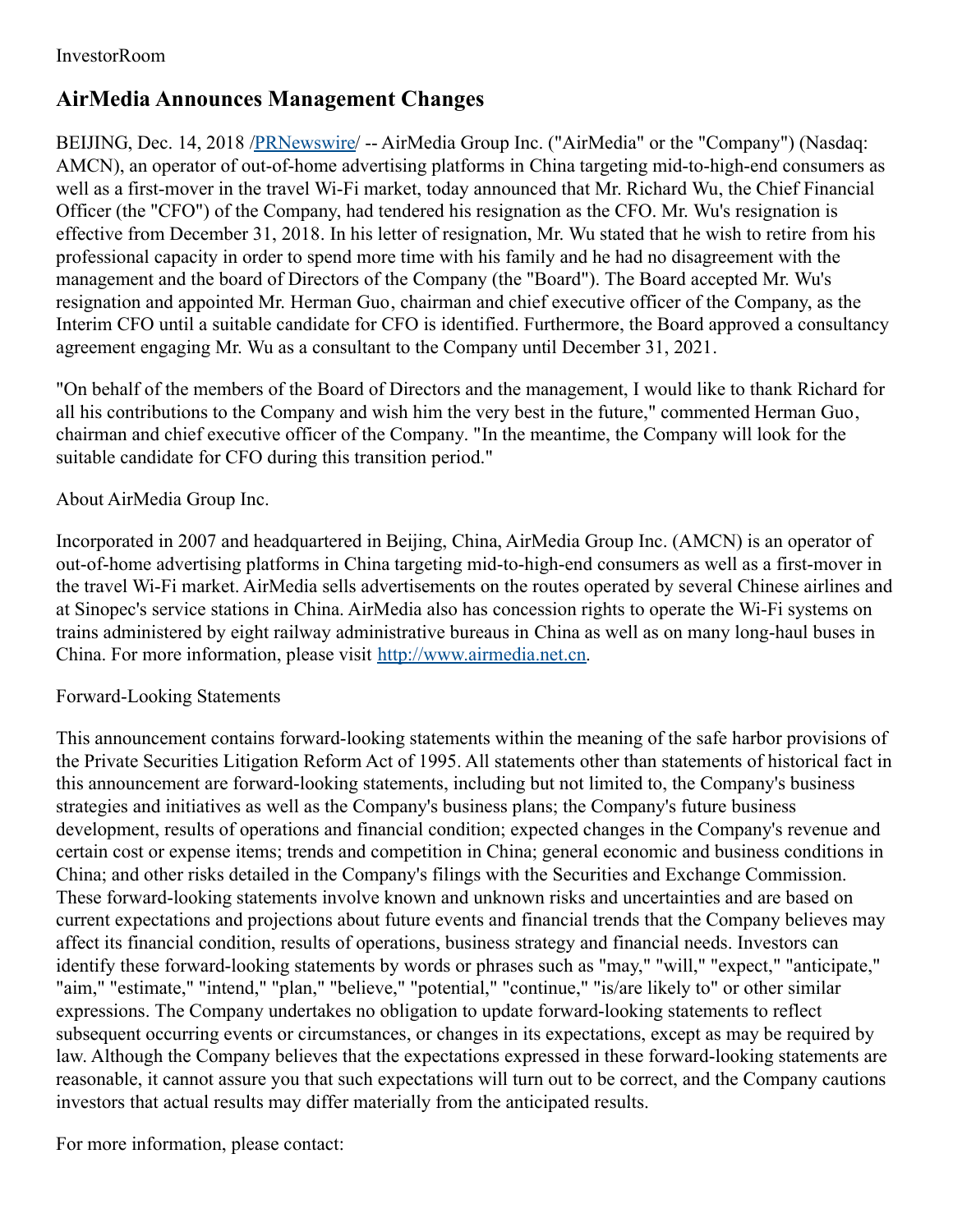InvestorRoom

# AirMedia Announces Management Changes

BEIJING, Dec. 14, 2018 /PRNewswire/ -- AirMedia Group Inc. ("AirMedia" or the "Company") (Nasdaq: AMCN), an operator of out-of-home advertising platforms in China targeting mid-to-high-end consumers as well as a first-mover in the travel Wi-Fi market, today announced that Mr. Richard Wu, the Chief Financial Officer (the "CFO") of the Company, had tendered his resignation as the CFO. Mr. Wu's resignation is effective from December 31, 2018. In his letter of resignation, Mr. Wu stated that he wish to retire from his professional capacity in order to spend more time with his family and he had no disagreement with the management and the board of Directors of the Company (the "Board"). The Board accepted Mr. Wu's resignation and appointed Mr. Herman Guo, chairman and chief executive officer of the Company, as the Interim CFO until a suitable candidate for CFO is identified. Furthermore, the Board approved a consultancy agreement engaging Mr. Wu as a consultant to the Company until December 31, 2021.

"On behalf of the members of the Board of Directors and the management, I would like to thank Richard for all his contributions to the Company and wish him the very best in the future," commented Herman Guo, chairman and chief executive officer of the Company. "In the meantime, the Company will look for the suitable candidate for CFO during this transition period."

About AirMedia Group Inc.

Incorporated in 2007 and headquartered in Beijing, China, AirMedia Group Inc. (AMCN) is an operator of out-of-home advertising platforms in China targeting mid-to-high-end consumers as well as a first-mover in the travel Wi-Fi market. AirMedia sells advertisements on the routes operated by several Chinese airlines and at Sinopec's service stations in China. AirMedia also has concession rights to operate the Wi-Fi systems on trains administered by eight railway administrative bureaus in China as well as on many long-haul buses in China. For more information, please visit http://www.airmedia.net.cn.

Forward-Looking Statements

This announcement contains forward-looking statements within the meaning of the safe harbor provisions of the Private Securities Litigation Reform Act of 1995. All statements other than statements of historical fact in this announcement are forward-looking statements, including but not limited to, the Company's business strategies and initiatives as well as the Company's business plans; the Company's future business development, results of operations and financial condition; expected changes in the Company's revenue and certain cost or expense items; trends and competition in China; general economic and business conditions in China; and other risks detailed in the Company's filings with the Securities and Exchange Commission. These forward-looking statements involve known and unknown risks and uncertainties and are based on current expectations and projections about future events and financial trends that the Company believes may affect its financial condition, results of operations, business strategy and financial needs. Investors can identify these forward-looking statements by words or phrases such as "may," "will," "expect," "anticipate," "aim," "estimate," "intend," "plan," "believe," "potential," "continue," "is/are likely to" or other similar expressions. The Company undertakes no obligation to update forward-looking statements to reflect subsequent occurring events or circumstances, or changes in its expectations, except as may be required by law. Although the Company believes that the expectations expressed in these forward-looking statements are reasonable, it cannot assure you that such expectations will turn out to be correct, and the Company cautions investors that actual results may differ materially from the anticipated results.

For more information, please contact: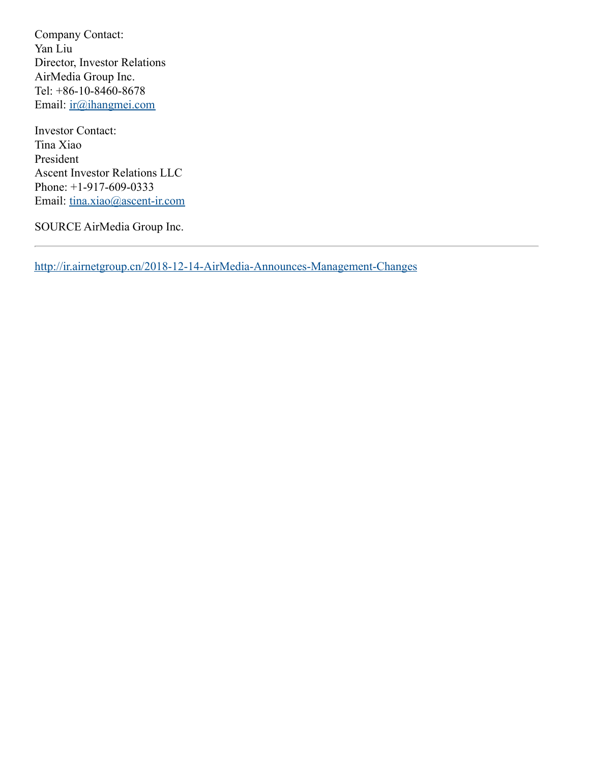Company Contact:
Yan Liu
Director, Investor Relations
AirMedia Group Inc.
Tel: +86-10-8460-8678
Email: [ir@ihangmei.com](mailto:ir@ihangmei.com)

Investor Contact:
Tina Xiao
President
Ascent Investor Relations LLC
Phone: +1-917-609-0333
Email: [tina.xiao@ascent-ir.com](mailto:tina.xiao@ascent-ir.com)

SOURCE AirMedia Group Inc.

---

http://ir.airnetgroup.cn/2018-12-14-AirMedia-Announces-Management-Changes